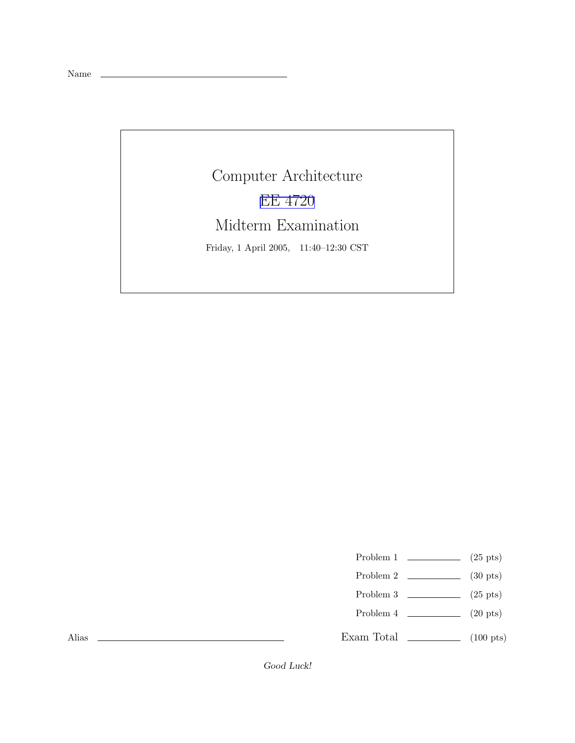Name ____________________________

# Computer Architecture

## EE 4720

## Midterm Examination

Friday, 1 April 2005, 11:40–12:30 CST

| | | |
|---|---|---|
| Problem 1 | ________ | (25 pts) |
| Problem 2 | ________ | (30 pts) |
| Problem 3 | ________ | (25 pts) |
| Problem 4 | ________ | (20 pts) |
| Exam Total | ________ | (100 pts) |

Alias ____________________________

*Good Luck!*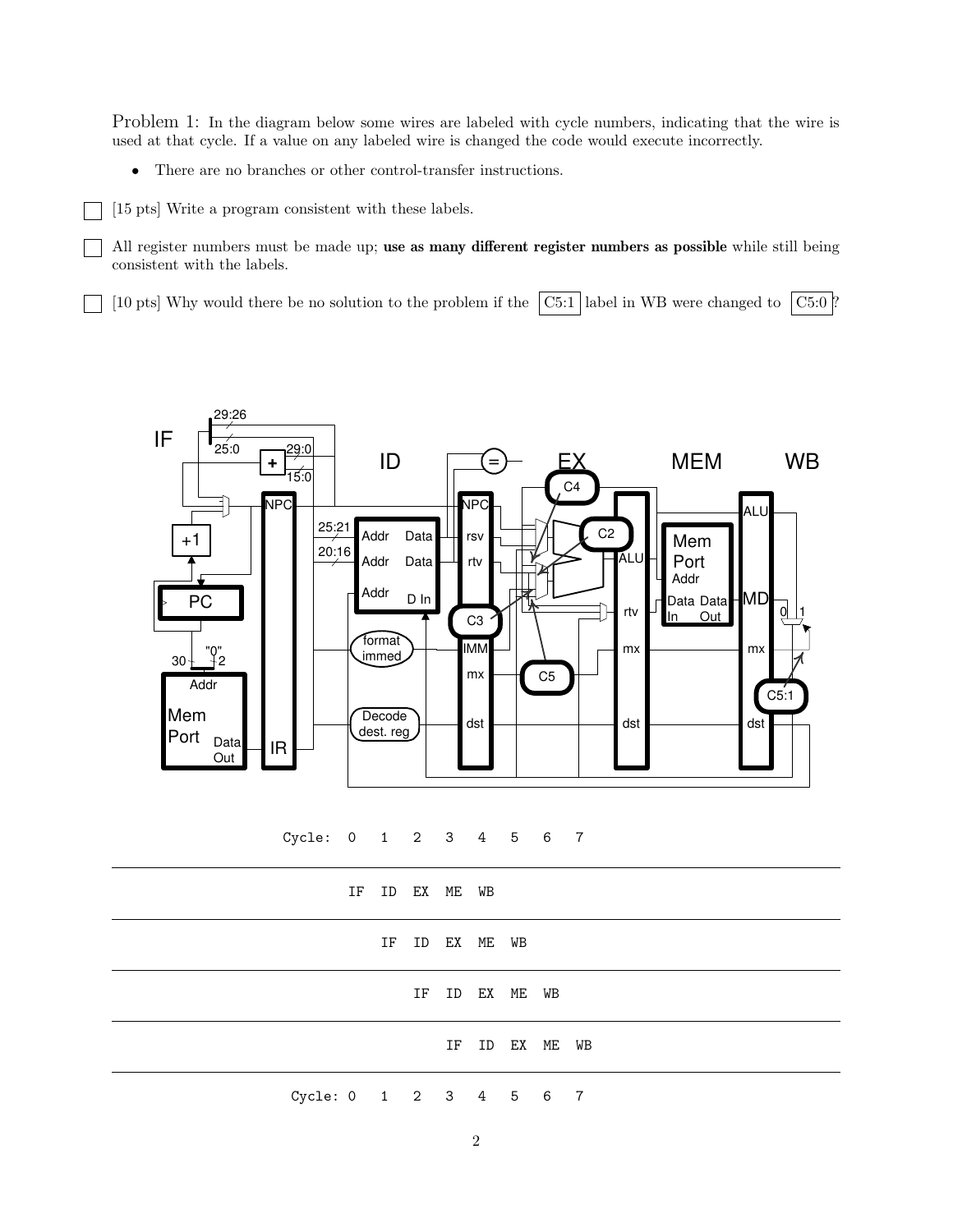Problem 1: In the diagram below some wires are labeled with cycle numbers, indicating that the wire is used at that cycle. If a value on any labeled wire is changed the code would execute incorrectly.

- There are no branches or other control-transfer instructions.

☐ [15 pts] Write a program consistent with these labels.

☐ All register numbers must be made up; **use as many different register numbers as possible** while still being consistent with the labels.

☐ [10 pts] Why would there be no solution to the problem if the C5:1 label in WB were changed to C5:0 ?

```
Cycle:  0   1   2   3   4   5   6   7

        IF  ID  EX  ME  WB

            IF  ID  EX  ME  WB

                IF  ID  EX  ME  WB

                    IF  ID  EX  ME  WB

Cycle:  0   1   2   3   4   5   6   7
```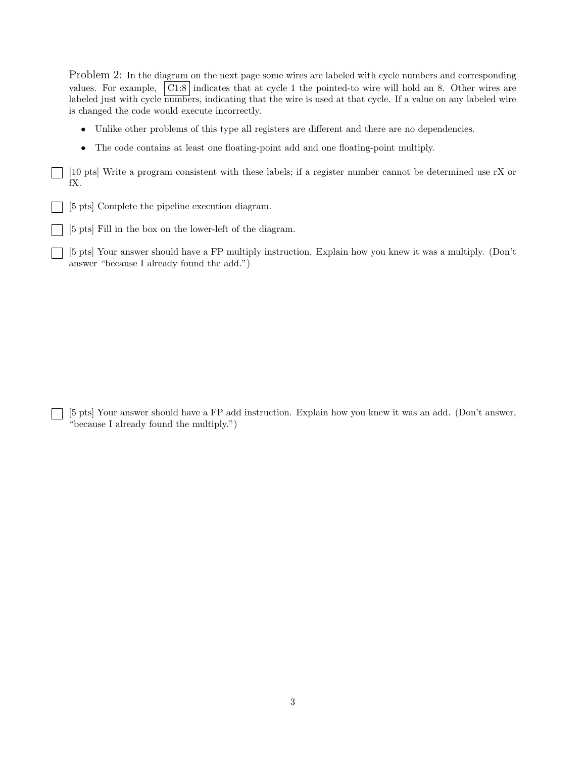Problem 2: In the diagram on the next page some wires are labeled with cycle numbers and corresponding values. For example, C1:8 indicates that at cycle 1 the pointed-to wire will hold an 8. Other wires are labeled just with cycle numbers, indicating that the wire is used at that cycle. If a value on any labeled wire is changed the code would execute incorrectly.

- Unlike other problems of this type all registers are different and there are no dependencies.
- The code contains at least one floating-point add and one floating-point multiply.

☐ [10 pts] Write a program consistent with these labels; if a register number cannot be determined use rX or fX.

☐ [5 pts] Complete the pipeline execution diagram.

☐ [5 pts] Fill in the box on the lower-left of the diagram.

☐ [5 pts] Your answer should have a FP multiply instruction. Explain how you knew it was a multiply. (Don't answer "because I already found the add.")

☐ [5 pts] Your answer should have a FP add instruction. Explain how you knew it was an add. (Don't answer, "because I already found the multiply.")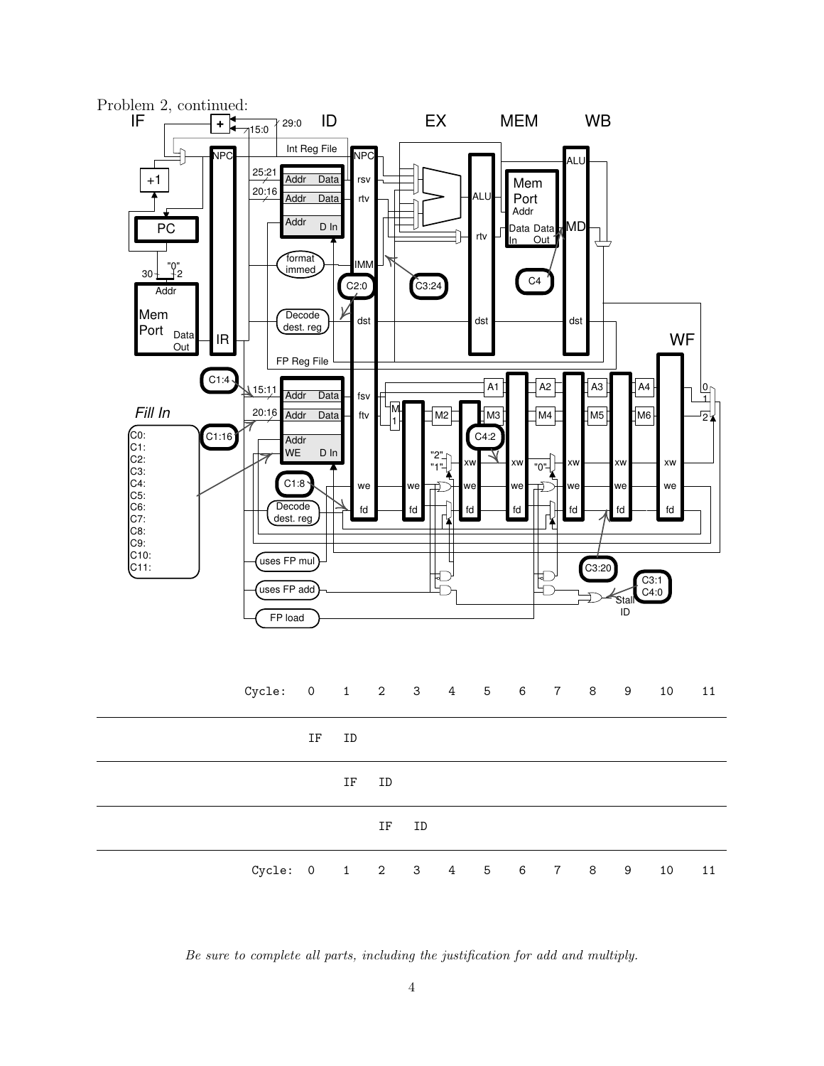Problem 2, continued:

IF ID EX MEM WB WF

*Fill In*

C0:
C1:
C2:
C3:
C4:
C5:
C6:
C7:
C8:
C9:
C10:
C11:

| Cycle: | 0 | 1 | 2 | 3 | 4 | 5 | 6 | 7 | 8 | 9 | 10 | 11 |
|---|---|---|---|---|---|---|---|---|---|---|---|---|
| | IF | ID | | | | | | | | | | |
| | | IF | ID | | | | | | | | | |
| | | | IF | ID | | | | | | | | |
| Cycle: | 0 | 1 | 2 | 3 | 4 | 5 | 6 | 7 | 8 | 9 | 10 | 11 |

*Be sure to complete all parts, including the justification for add and multiply.*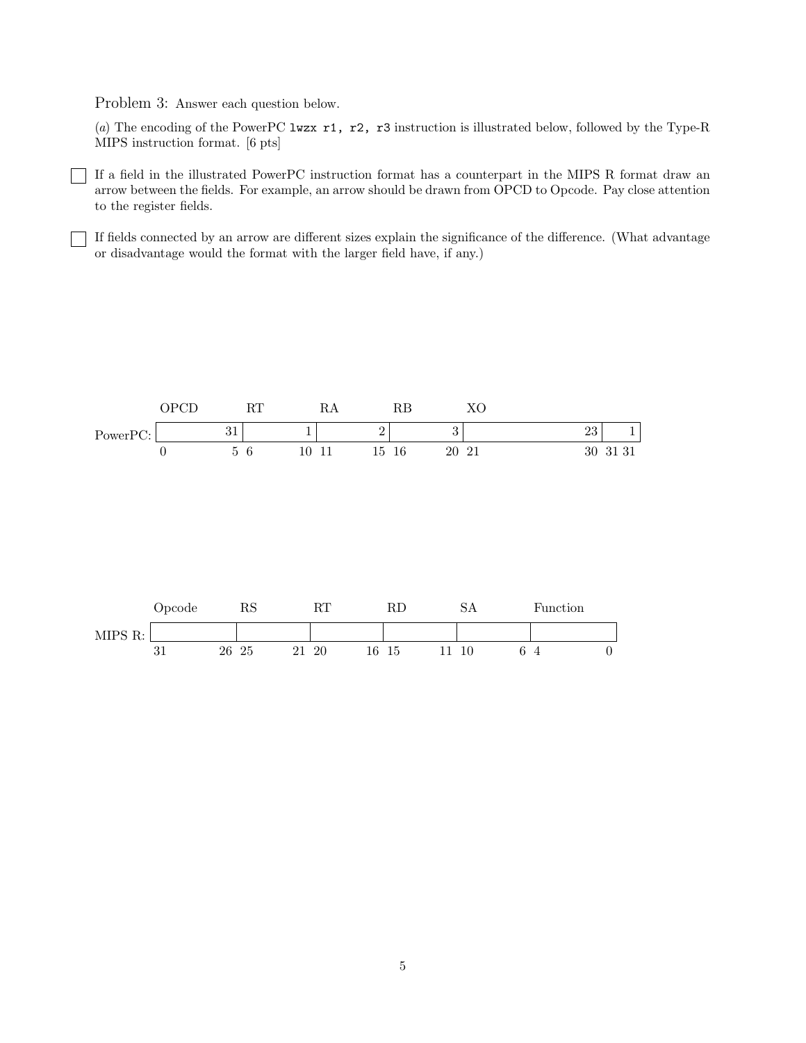Problem 3: Answer each question below.

(*a*) The encoding of the PowerPC `lwzx r1, r2, r3` instruction is illustrated below, followed by the Type-R MIPS instruction format. [6 pts]

☐ If a field in the illustrated PowerPC instruction format has a counterpart in the MIPS R format draw an arrow between the fields. For example, an arrow should be drawn from OPCD to Opcode. Pay close attention to the register fields.

☐ If fields connected by an arrow are different sizes explain the significance of the difference. (What advantage or disadvantage would the format with the larger field have, if any.)

PowerPC:

| | OPCD | RT | RA | RB | XO | |
|---|---|---|---|---|---|---|
| Value | 31 | 1 | 2 | 3 | 23 | 1 |
| Bits | 0–5 | 6–10 | 11–15 | 16–20 | 21–30 | 31–31 |

MIPS R:

| | Opcode | RS | RT | RD | SA | Function |
|---|---|---|---|---|---|---|
| Bits | 31–26 | 25–21 | 20–16 | 15–11 | 10–6 | 4–0 |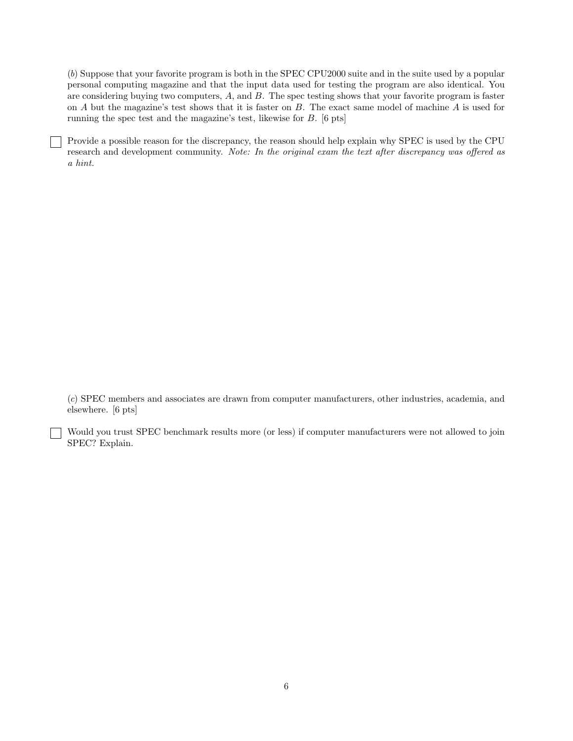(*b*) Suppose that your favorite program is both in the SPEC CPU2000 suite and in the suite used by a popular personal computing magazine and that the input data used for testing the program are also identical. You are considering buying two computers, $A$, and $B$. The spec testing shows that your favorite program is faster on $A$ but the magazine's test shows that it is faster on $B$. The exact same model of machine $A$ is used for running the spec test and the magazine's test, likewise for $B$. [6 pts]

☐ Provide a possible reason for the discrepancy, the reason should help explain why SPEC is used by the CPU research and development community. *Note: In the original exam the text after discrepancy was offered as a hint.*

(*c*) SPEC members and associates are drawn from computer manufacturers, other industries, academia, and elsewhere. [6 pts]

☐ Would you trust SPEC benchmark results more (or less) if computer manufacturers were not allowed to join SPEC? Explain.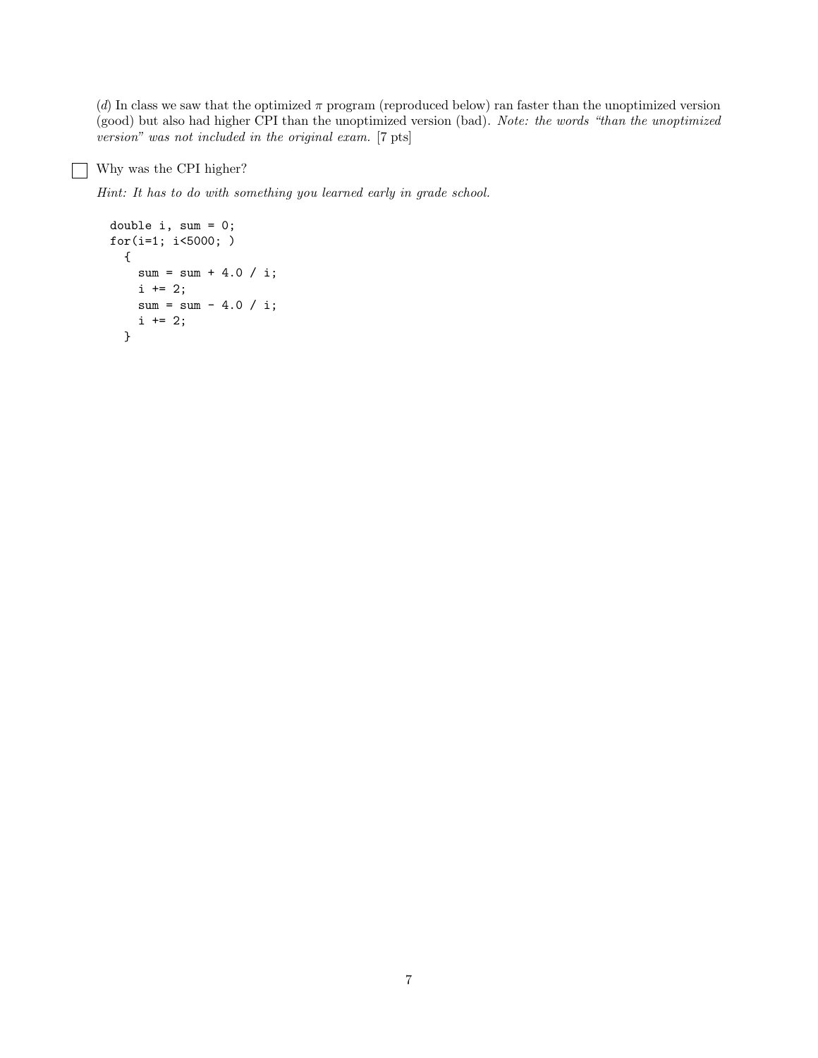(*d*) In class we saw that the optimized $\pi$ program (reproduced below) ran faster than the unoptimized version (good) but also had higher CPI than the unoptimized version (bad). *Note: the words "than the unoptimized version" was not included in the original exam.* [7 pts]

☐ Why was the CPI higher?

*Hint: It has to do with something you learned early in grade school.*

```
double i, sum = 0;
for(i=1; i<5000; )
  {
    sum = sum + 4.0 / i;
    i += 2;
    sum = sum - 4.0 / i;
    i += 2;
  }
```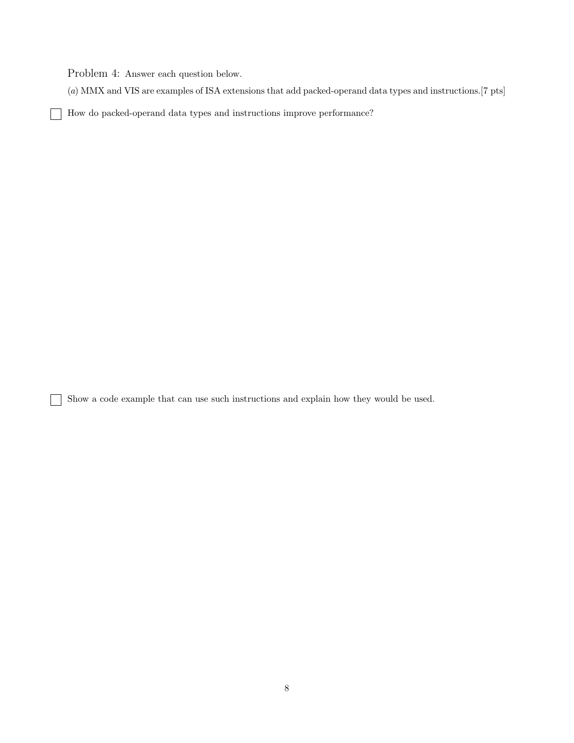Problem 4: Answer each question below.

(*a*) MMX and VIS are examples of ISA extensions that add packed-operand data types and instructions.[7 pts]

☐ How do packed-operand data types and instructions improve performance?

☐ Show a code example that can use such instructions and explain how they would be used.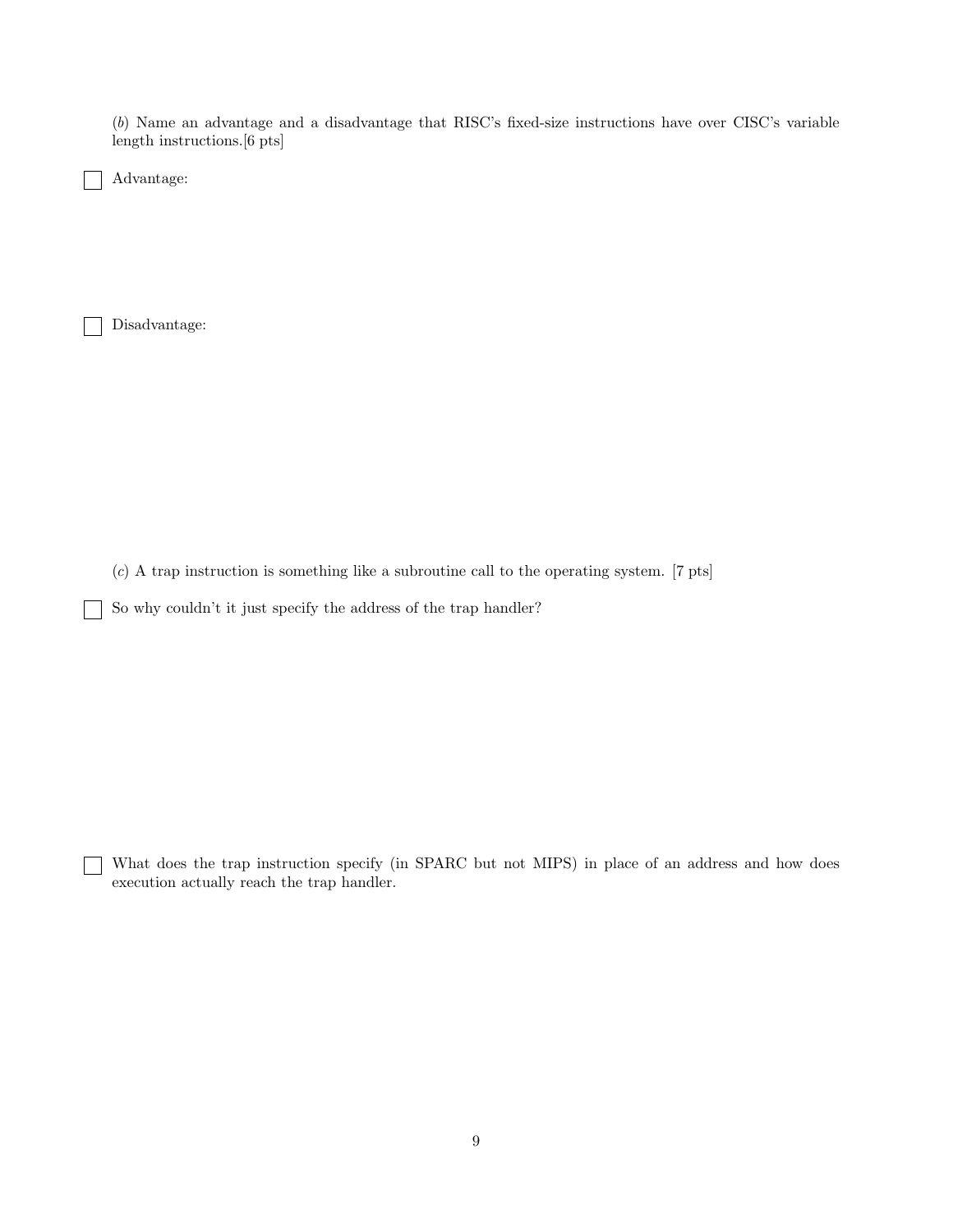(*b*) Name an advantage and a disadvantage that RISC's fixed-size instructions have over CISC's variable length instructions.[6 pts]

☐ Advantage:

☐ Disadvantage:

(*c*) A trap instruction is something like a subroutine call to the operating system. [7 pts]

☐ So why couldn't it just specify the address of the trap handler?

☐ What does the trap instruction specify (in SPARC but not MIPS) in place of an address and how does execution actually reach the trap handler.